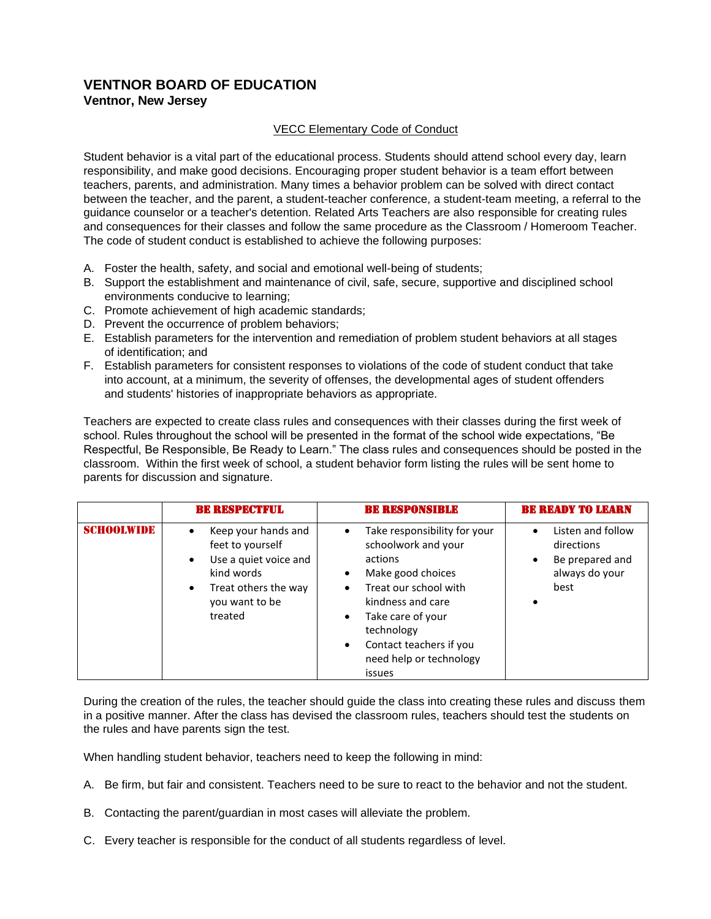# VENTNOR BOARD OF EDUCATION

**Ventnor, New Jersey**

VECC Elementary Code of Conduct

Student behavior is a vital part of the educational process. Students should attend school every day, learn responsibility, and make good decisions. Encouraging proper student behavior is a team effort between teachers, parents, and administration. Many times a behavior problem can be solved with direct contact between the teacher, and the parent, a student-teacher conference, a student-team meeting, a referral to the guidance counselor or a teacher's detention. Related Arts Teachers are also responsible for creating rules and consequences for their classes and follow the same procedure as the Classroom / Homeroom Teacher. The code of student conduct is established to achieve the following purposes:

A. Foster the health, safety, and social and emotional well-being of students;
B. Support the establishment and maintenance of civil, safe, secure, supportive and disciplined school environments conducive to learning;
C. Promote achievement of high academic standards;
D. Prevent the occurrence of problem behaviors;
E. Establish parameters for the intervention and remediation of problem student behaviors at all stages of identification; and
F. Establish parameters for consistent responses to violations of the code of student conduct that take into account, at a minimum, the severity of offenses, the developmental ages of student offenders and students' histories of inappropriate behaviors as appropriate.

Teachers are expected to create class rules and consequences with their classes during the first week of school. Rules throughout the school will be presented in the format of the school wide expectations, "Be Respectful, Be Responsible, Be Ready to Learn." The class rules and consequences should be posted in the classroom. Within the first week of school, a student behavior form listing the rules will be sent home to parents for discussion and signature.

| | BE RESPECTFUL | BE RESPONSIBLE | BE READY TO LEARN |
|---|---|---|---|
| SCHOOLWIDE | • Keep your hands and feet to yourself<br>• Use a quiet voice and kind words<br>• Treat others the way you want to be treated | • Take responsibility for your schoolwork and your actions<br>• Make good choices<br>• Treat our school with kindness and care<br>• Take care of your technology<br>• Contact teachers if you need help or technology issues | • Listen and follow directions<br>• Be prepared and always do your best<br>• |

During the creation of the rules, the teacher should guide the class into creating these rules and discuss them in a positive manner. After the class has devised the classroom rules, teachers should test the students on the rules and have parents sign the test.

When handling student behavior, teachers need to keep the following in mind:

A. Be firm, but fair and consistent. Teachers need to be sure to react to the behavior and not the student.

B. Contacting the parent/guardian in most cases will alleviate the problem.

C. Every teacher is responsible for the conduct of all students regardless of level.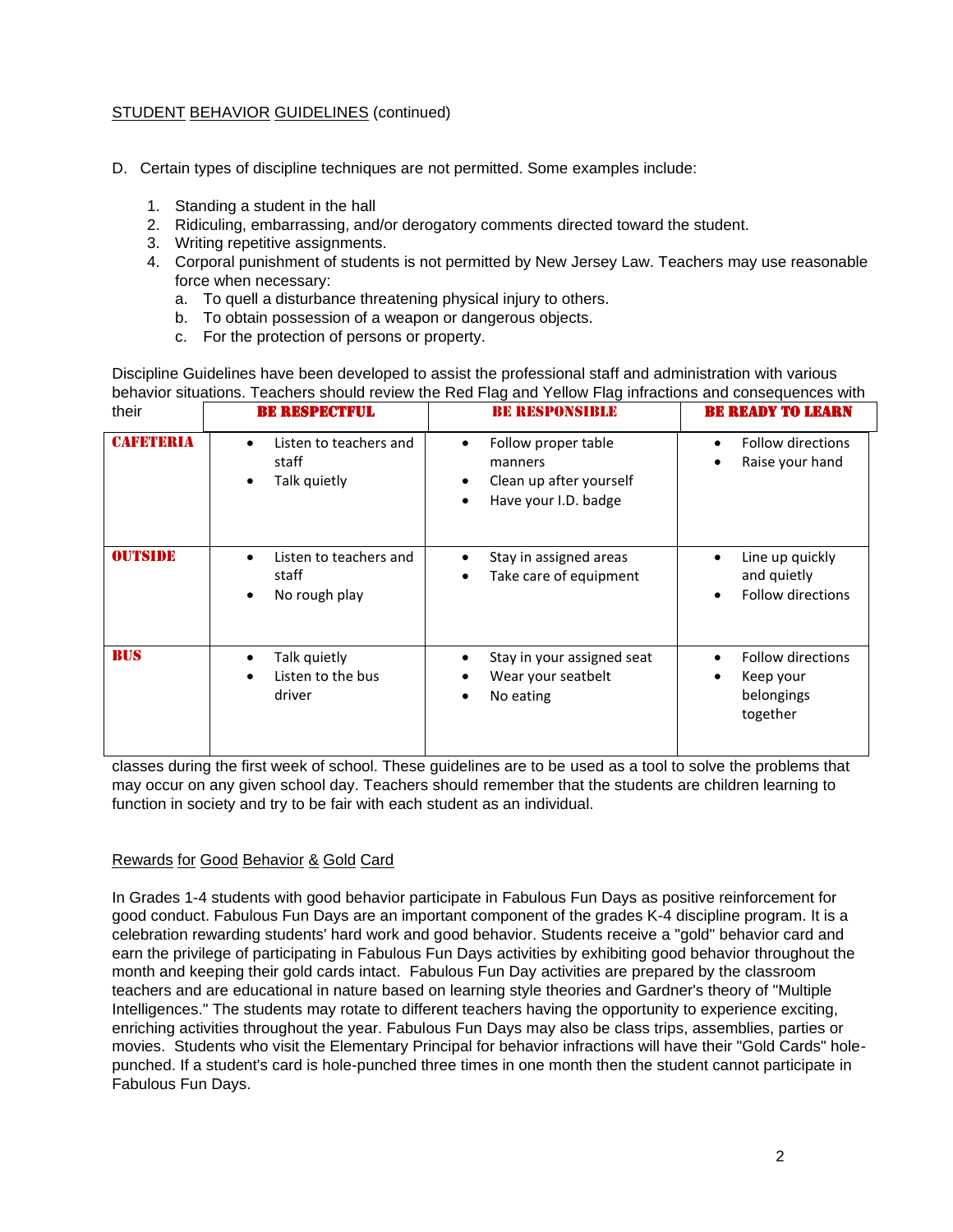STUDENT BEHAVIOR GUIDELINES (continued)

D. Certain types of discipline techniques are not permitted. Some examples include:

1. Standing a student in the hall
2. Ridiculing, embarrassing, and/or derogatory comments directed toward the student.
3. Writing repetitive assignments.
4. Corporal punishment of students is not permitted by New Jersey Law. Teachers may use reasonable force when necessary:
   a. To quell a disturbance threatening physical injury to others.
   b. To obtain possession of a weapon or dangerous objects.
   c. For the protection of persons or property.

Discipline Guidelines have been developed to assist the professional staff and administration with various behavior situations. Teachers should review the Red Flag and Yellow Flag infractions and consequences with their classes during the first week of school. These guidelines are to be used as a tool to solve the problems that may occur on any given school day. Teachers should remember that the students are children learning to function in society and try to be fair with each student as an individual.

| | BE RESPECTFUL | BE RESPONSIBLE | BE READY TO LEARN |
|---|---|---|---|
| **CAFETERIA** | • Listen to teachers and staff<br>• Talk quietly | • Follow proper table manners<br>• Clean up after yourself<br>• Have your I.D. badge | • Follow directions<br>• Raise your hand |
| **OUTSIDE** | • Listen to teachers and staff<br>• No rough play | • Stay in assigned areas<br>• Take care of equipment | • Line up quickly and quietly<br>• Follow directions |
| **BUS** | • Talk quietly<br>• Listen to the bus driver | • Stay in your assigned seat<br>• Wear your seatbelt<br>• No eating | • Follow directions<br>• Keep your belongings together |

## Rewards for Good Behavior & Gold Card

In Grades 1-4 students with good behavior participate in Fabulous Fun Days as positive reinforcement for good conduct. Fabulous Fun Days are an important component of the grades K-4 discipline program. It is a celebration rewarding students' hard work and good behavior. Students receive a "gold" behavior card and earn the privilege of participating in Fabulous Fun Days activities by exhibiting good behavior throughout the month and keeping their gold cards intact. Fabulous Fun Day activities are prepared by the classroom teachers and are educational in nature based on learning style theories and Gardner's theory of "Multiple Intelligences." The students may rotate to different teachers having the opportunity to experience exciting, enriching activities throughout the year. Fabulous Fun Days may also be class trips, assemblies, parties or movies. Students who visit the Elementary Principal for behavior infractions will have their "Gold Cards" hole-punched. If a student's card is hole-punched three times in one month then the student cannot participate in Fabulous Fun Days.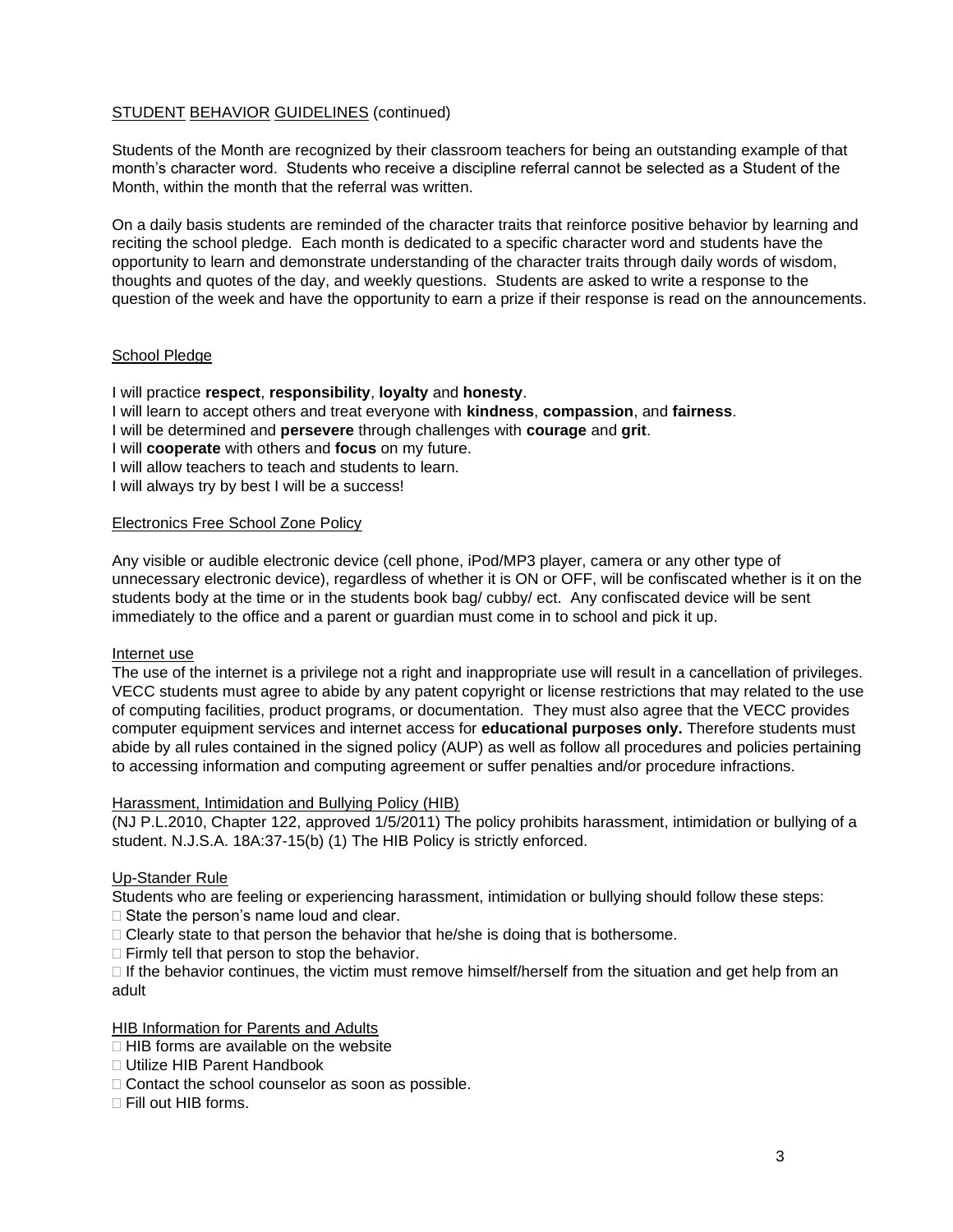STUDENT BEHAVIOR GUIDELINES (continued)

Students of the Month are recognized by their classroom teachers for being an outstanding example of that month's character word. Students who receive a discipline referral cannot be selected as a Student of the Month, within the month that the referral was written.

On a daily basis students are reminded of the character traits that reinforce positive behavior by learning and reciting the school pledge. Each month is dedicated to a specific character word and students have the opportunity to learn and demonstrate understanding of the character traits through daily words of wisdom, thoughts and quotes of the day, and weekly questions. Students are asked to write a response to the question of the week and have the opportunity to earn a prize if their response is read on the announcements.

School Pledge

I will practice **respect**, **responsibility**, **loyalty** and **honesty**.
I will learn to accept others and treat everyone with **kindness**, **compassion**, and **fairness**.
I will be determined and **persevere** through challenges with **courage** and **grit**.
I will **cooperate** with others and **focus** on my future.
I will allow teachers to teach and students to learn.
I will always try by best I will be a success!

Electronics Free School Zone Policy

Any visible or audible electronic device (cell phone, iPod/MP3 player, camera or any other type of unnecessary electronic device), regardless of whether it is ON or OFF, will be confiscated whether is it on the students body at the time or in the students book bag/ cubby/ ect. Any confiscated device will be sent immediately to the office and a parent or guardian must come in to school and pick it up.

Internet use

The use of the internet is a privilege not a right and inappropriate use will result in a cancellation of privileges. VECC students must agree to abide by any patent copyright or license restrictions that may related to the use of computing facilities, product programs, or documentation. They must also agree that the VECC provides computer equipment services and internet access for **educational purposes only.** Therefore students must abide by all rules contained in the signed policy (AUP) as well as follow all procedures and policies pertaining to accessing information and computing agreement or suffer penalties and/or procedure infractions.

Harassment, Intimidation and Bullying Policy (HIB)

(NJ P.L.2010, Chapter 122, approved 1/5/2011) The policy prohibits harassment, intimidation or bullying of a student. N.J.S.A. 18A:37-15(b) (1) The HIB Policy is strictly enforced.

Up-Stander Rule

Students who are feeling or experiencing harassment, intimidation or bullying should follow these steps:

- State the person's name loud and clear.
- Clearly state to that person the behavior that he/she is doing that is bothersome.
- Firmly tell that person to stop the behavior.
- If the behavior continues, the victim must remove himself/herself from the situation and get help from an adult

HIB Information for Parents and Adults

- HIB forms are available on the website
- Utilize HIB Parent Handbook
- Contact the school counselor as soon as possible.
- Fill out HIB forms.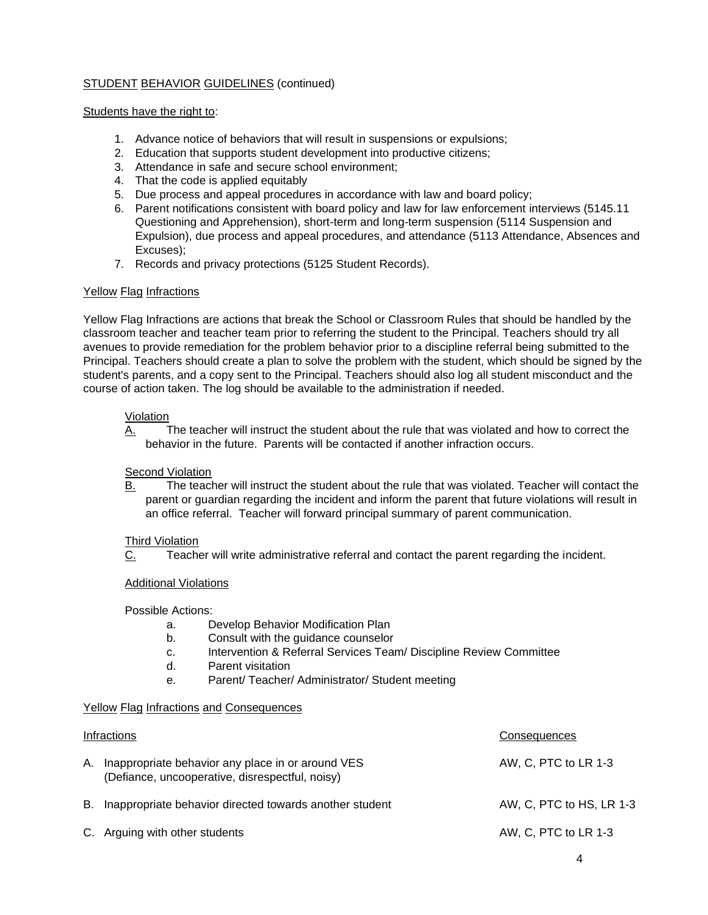STUDENT BEHAVIOR GUIDELINES (continued)

Students have the right to:

1. Advance notice of behaviors that will result in suspensions or expulsions;
2. Education that supports student development into productive citizens;
3. Attendance in safe and secure school environment;
4. That the code is applied equitably
5. Due process and appeal procedures in accordance with law and board policy;
6. Parent notifications consistent with board policy and law for law enforcement interviews (5145.11 Questioning and Apprehension), short-term and long-term suspension (5114 Suspension and Expulsion), due process and appeal procedures, and attendance (5113 Attendance, Absences and Excuses);
7. Records and privacy protections (5125 Student Records).

## Yellow Flag Infractions

Yellow Flag Infractions are actions that break the School or Classroom Rules that should be handled by the classroom teacher and teacher team prior to referring the student to the Principal. Teachers should try all avenues to provide remediation for the problem behavior prior to a discipline referral being submitted to the Principal. Teachers should create a plan to solve the problem with the student, which should be signed by the student's parents, and a copy sent to the Principal. Teachers should also log all student misconduct and the course of action taken. The log should be available to the administration if needed.

Violation

A. The teacher will instruct the student about the rule that was violated and how to correct the behavior in the future. Parents will be contacted if another infraction occurs.

Second Violation

B. The teacher will instruct the student about the rule that was violated. Teacher will contact the parent or guardian regarding the incident and inform the parent that future violations will result in an office referral. Teacher will forward principal summary of parent communication.

Third Violation

C. Teacher will write administrative referral and contact the parent regarding the incident.

Additional Violations

Possible Actions:

a. Develop Behavior Modification Plan
b. Consult with the guidance counselor
c. Intervention & Referral Services Team/ Discipline Review Committee
d. Parent visitation
e. Parent/ Teacher/ Administrator/ Student meeting

## Yellow Flag Infractions and Consequences

| Infractions | Consequences |
|---|---|
| A. Inappropriate behavior any place in or around VES (Defiance, uncooperative, disrespectful, noisy) | AW, C, PTC to LR 1-3 |
| B. Inappropriate behavior directed towards another student | AW, C, PTC to HS, LR 1-3 |
| C. Arguing with other students | AW, C, PTC to LR 1-3 |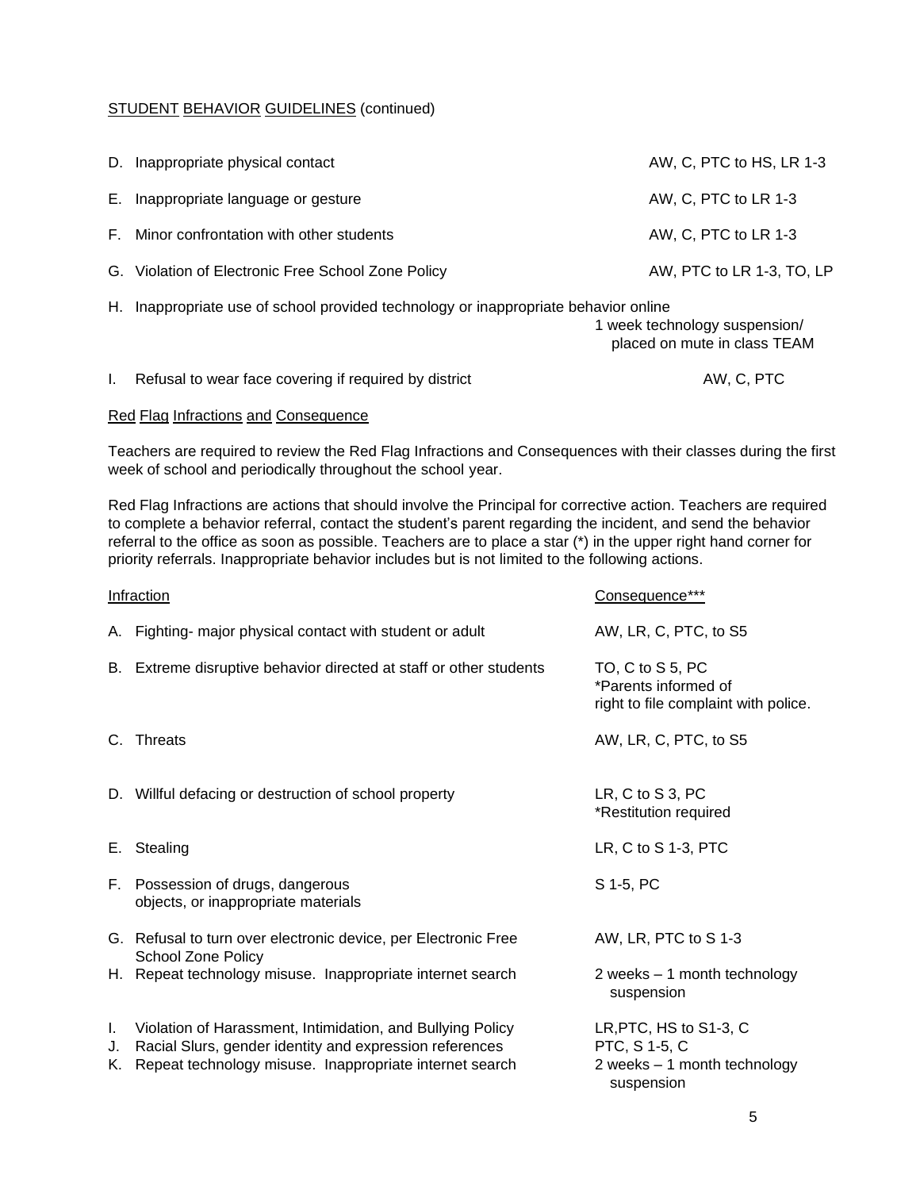STUDENT BEHAVIOR GUIDELINES (continued)

| | |
|---|---|
| D. Inappropriate physical contact | AW, C, PTC to HS, LR 1-3 |
| E. Inappropriate language or gesture | AW, C, PTC to LR 1-3 |
| F. Minor confrontation with other students | AW, C, PTC to LR 1-3 |
| G. Violation of Electronic Free School Zone Policy | AW, PTC to LR 1-3, TO, LP |
| H. Inappropriate use of school provided technology or inappropriate behavior online | 1 week technology suspension/ placed on mute in class TEAM |
| I. Refusal to wear face covering if required by district | AW, C, PTC |

## Red Flag Infractions and Consequence

Teachers are required to review the Red Flag Infractions and Consequences with their classes during the first week of school and periodically throughout the school year.

Red Flag Infractions are actions that should involve the Principal for corrective action. Teachers are required to complete a behavior referral, contact the student's parent regarding the incident, and send the behavior referral to the office as soon as possible. Teachers are to place a star (*) in the upper right hand corner for priority referrals. Inappropriate behavior includes but is not limited to the following actions.

| Infraction | Consequence*** |
|---|---|
| A. Fighting- major physical contact with student or adult | AW, LR, C, PTC, to S5 |
| B. Extreme disruptive behavior directed at staff or other students | TO, C to S 5, PC *Parents informed of right to file complaint with police. |
| C. Threats | AW, LR, C, PTC, to S5 |
| D. Willful defacing or destruction of school property | LR, C to S 3, PC *Restitution required |
| E. Stealing | LR, C to S 1-3, PTC |
| F. Possession of drugs, dangerous objects, or inappropriate materials | S 1-5, PC |
| G. Refusal to turn over electronic device, per Electronic Free School Zone Policy | AW, LR, PTC to S 1-3 |
| H. Repeat technology misuse. Inappropriate internet search | 2 weeks – 1 month technology suspension |
| I. Violation of Harassment, Intimidation, and Bullying Policy | LR,PTC, HS to S1-3, C |
| J. Racial Slurs, gender identity and expression references | PTC, S 1-5, C |
| K. Repeat technology misuse. Inappropriate internet search | 2 weeks – 1 month technology suspension |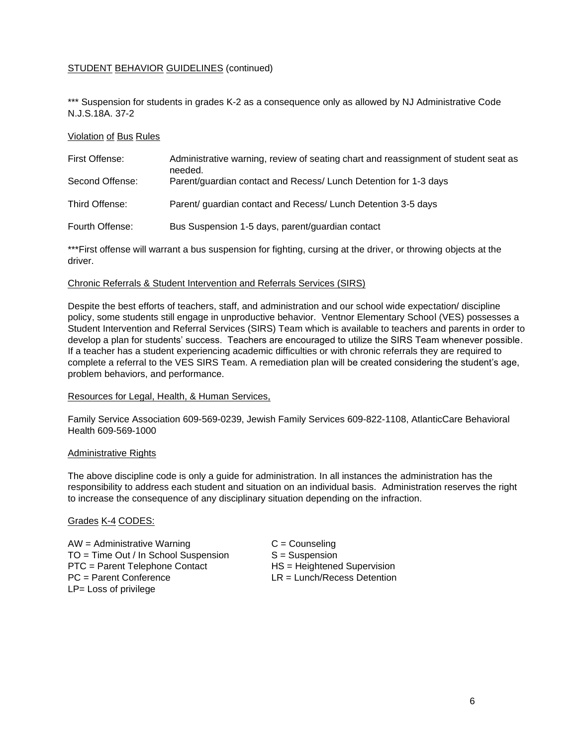STUDENT BEHAVIOR GUIDELINES (continued)

*** Suspension for students in grades K-2 as a consequence only as allowed by NJ Administrative Code N.J.S.18A. 37-2

Violation of Bus Rules

| | |
|---|---|
| First Offense: | Administrative warning, review of seating chart and reassignment of student seat as needed. |
| Second Offense: | Parent/guardian contact and Recess/ Lunch Detention for 1-3 days |
| Third Offense: | Parent/ guardian contact and Recess/ Lunch Detention 3-5 days |
| Fourth Offense: | Bus Suspension 1-5 days, parent/guardian contact |

***First offense will warrant a bus suspension for fighting, cursing at the driver, or throwing objects at the driver.

Chronic Referrals & Student Intervention and Referrals Services (SIRS)

Despite the best efforts of teachers, staff, and administration and our school wide expectation/ discipline policy, some students still engage in unproductive behavior. Ventnor Elementary School (VES) possesses a Student Intervention and Referral Services (SIRS) Team which is available to teachers and parents in order to develop a plan for students' success. Teachers are encouraged to utilize the SIRS Team whenever possible. If a teacher has a student experiencing academic difficulties or with chronic referrals they are required to complete a referral to the VES SIRS Team. A remediation plan will be created considering the student's age, problem behaviors, and performance.

Resources for Legal, Health, & Human Services,

Family Service Association 609-569-0239, Jewish Family Services 609-822-1108, AtlanticCare Behavioral Health 609-569-1000

Administrative Rights

The above discipline code is only a guide for administration. In all instances the administration has the responsibility to address each student and situation on an individual basis. Administration reserves the right to increase the consequence of any disciplinary situation depending on the infraction.

Grades K-4 CODES:

AW = Administrative Warning
TO = Time Out / In School Suspension
PTC = Parent Telephone Contact
PC = Parent Conference
LP= Loss of privilege
C = Counseling
S = Suspension
HS = Heightened Supervision
LR = Lunch/Recess Detention